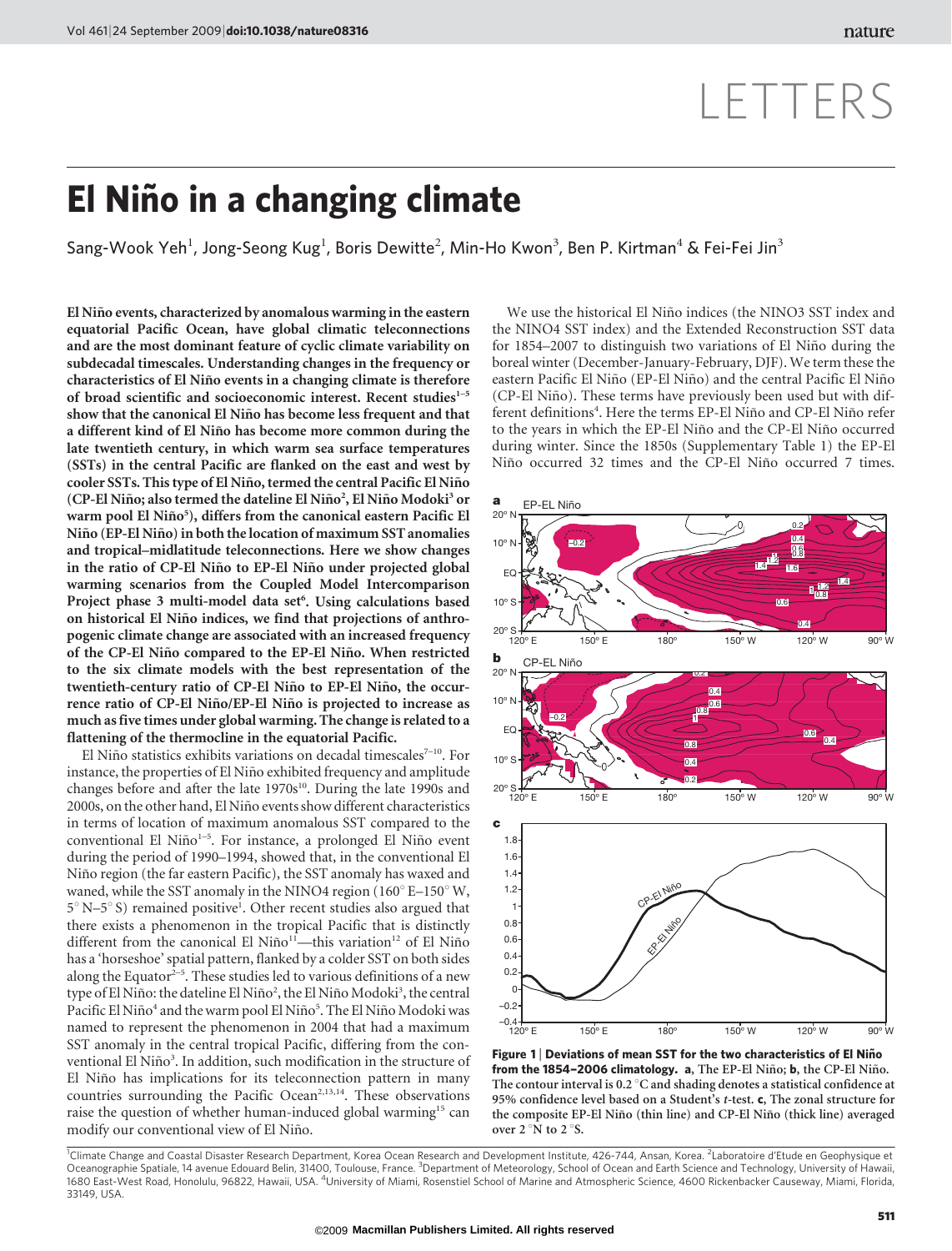# LETTERS

# El Niño in a changing climate

Sang-Wook Yeh[1], Jong-Seong Kug[1], Boris Dewitte[2], Min-Ho Kwon[3], Ben P. Kirtman[4] & Fei-Fei Jin[3]

**El Niño events, characterized by anomalous warming in the eastern equatorial Pacific Ocean, have global climatic teleconnections and are the most dominant feature of cyclic climate variability on subdecadal timescales. Understanding changes in the frequency or characteristics of El Niño events in a changing climate is therefore of broad scientific and socioeconomic interest. Recent studies[1–5] show that the canonical El Niño has become less frequent and that a different kind of El Niño has become more common during the late twentieth century, in which warm sea surface temperatures (SSTs) in the central Pacific are flanked on the east and west by cooler SSTs. This type of El Niño, termed the central Pacific El Niño (CP-El Niño; also termed the dateline El Niño[2], El Niño Modoki[3] or warm pool El Niño[5]), differs from the canonical eastern Pacific El Niño (EP-El Niño) in both the location of maximum SST anomalies and tropical–midlatitude teleconnections. Here we show changes in the ratio of CP-El Niño to EP-El Niño under projected global warming scenarios from the Coupled Model Intercomparison Project phase 3 multi-model data set[6]. Using calculations based on historical El Niño indices, we find that projections of anthropogenic climate change are associated with an increased frequency of the CP-El Niño compared to the EP-El Niño. When restricted to the six climate models with the best representation of the twentieth-century ratio of CP-El Niño to EP-El Niño, the occurrence ratio of CP-El Niño/EP-El Niño is projected to increase as much as five times under global warming. The change is related to a flattening of the thermocline in the equatorial Pacific.**

El Niño statistics exhibits variations on decadal timescales[7–10]. For instance, the properties of El Niño exhibited frequency and amplitude changes before and after the late 1970s[10]. During the late 1990s and 2000s, on the other hand, El Niño events show different characteristics in terms of location of maximum anomalous SST compared to the conventional El Niño[1–5]. For instance, a prolonged El Niño event during the period of 1990–1994, showed that, in the conventional El Niño region (the far eastern Pacific), the SST anomaly has waxed and waned, while the SST anomaly in the NINO4 region (160° E–150° W, 5° N–5° S) remained positive[1]. Other recent studies also argued that there exists a phenomenon in the tropical Pacific that is distinctly different from the canonical El Niño[11]—this variation[12] of El Niño has a 'horseshoe' spatial pattern, flanked by a colder SST on both sides along the Equator[2–5]. These studies led to various definitions of a new type of El Niño: the dateline El Niño[2], the El Niño Modoki[3], the central Pacific El Niño[4] and the warm pool El Niño[5]. The El Niño Modoki was named to represent the phenomenon in 2004 that had a maximum SST anomaly in the central tropical Pacific, differing from the conventional El Niño[3]. In addition, such modification in the structure of El Niño has implications for its teleconnection pattern in many countries surrounding the Pacific Ocean[2,13,14]. These observations raise the question of whether human-induced global warming[15] can modify our conventional view of El Niño.

We use the historical El Niño indices (the NINO3 SST index and the NINO4 SST index) and the Extended Reconstruction SST data for 1854–2007 to distinguish two variations of El Niño during the boreal winter (December-January-February, DJF). We term these the eastern Pacific El Niño (EP-El Niño) and the central Pacific El Niño (CP-El Niño). These terms have previously been used but with different definitions[4]. Here the terms EP-El Niño and CP-El Niño refer to the years in which the EP-El Niño and the CP-El Niño occurred during winter. Since the 1850s (Supplementary Table 1) the EP-El Niño occurred 32 times and the CP-El Niño occurred 7 times.

**Figure 1 | Deviations of mean SST for the two characteristics of El Niño from the 1854–2006 climatology. a, The EP-El Niño; b, the CP-El Niño. The contour interval is 0.2 °C and shading denotes a statistical confidence at 95% confidence level based on a Student's *t*-test. c, The zonal structure for the composite EP-El Niño (thin line) and CP-El Niño (thick line) averaged over 2 °N to 2 °S.**

[1]Climate Change and Coastal Disaster Research Department, Korea Ocean Research and Development Institute, 426-744, Ansan, Korea. [2]Laboratoire d'Etude en Geophysique et Oceanographie Spatiale, 14 avenue Edouard Belin, 31400, Toulouse, France. [3]Department of Meteorology, School of Ocean and Earth Science and Technology, University of Hawaii, 1680 East-West Road, Honolulu, 96822, Hawaii, USA. [4]University of Miami, Rosenstiel School of Marine and Atmospheric Science, 4600 Rickenbacker Causeway, Miami, Florida, 33149, USA.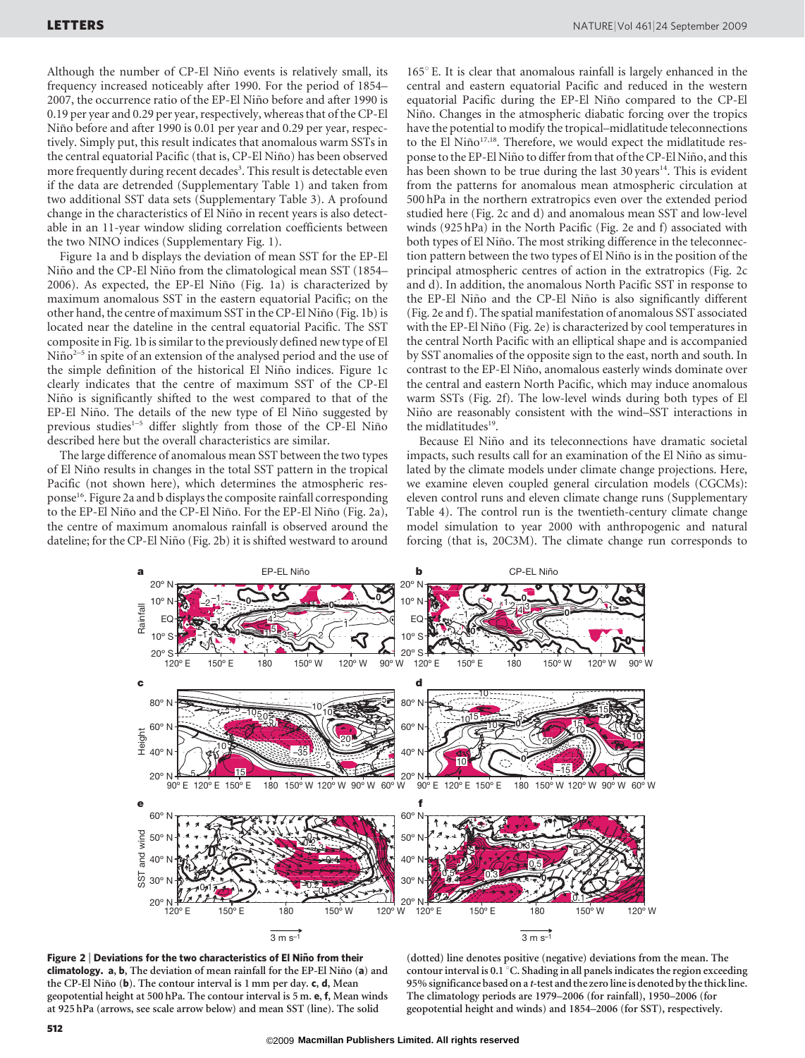Although the number of CP-El Niño events is relatively small, its frequency increased noticeably after 1990. For the period of 1854–2007, the occurrence ratio of the EP-El Niño before and after 1990 is 0.19 per year and 0.29 per year, respectively, whereas that of the CP-El Niño before and after 1990 is 0.01 per year and 0.29 per year, respectively. Simply put, this result indicates that anomalous warm SSTs in the central equatorial Pacific (that is, CP-El Niño) has been observed more frequently during recent decades[3]. This result is detectable even if the data are detrended (Supplementary Table 1) and taken from two additional SST data sets (Supplementary Table 3). A profound change in the characteristics of El Niño in recent years is also detectable in an 11-year window sliding correlation coefficients between the two NINO indices (Supplementary Fig. 1).

Figure 1a and b displays the deviation of mean SST for the EP-El Niño and the CP-El Niño from the climatological mean SST (1854–2006). As expected, the EP-El Niño (Fig. 1a) is characterized by maximum anomalous SST in the eastern equatorial Pacific; on the other hand, the centre of maximum SST in the CP-El Niño (Fig. 1b) is located near the dateline in the central equatorial Pacific. The SST composite in Fig. 1b is similar to the previously defined new type of El Niño[2–5] in spite of an extension of the analysed period and the use of the simple definition of the historical El Niño indices. Figure 1c clearly indicates that the centre of maximum SST of the CP-El Niño is significantly shifted to the west compared to that of the EP-El Niño. The details of the new type of El Niño suggested by previous studies[1–5] differ slightly from those of the CP-El Niño described here but the overall characteristics are similar.

The large difference of anomalous mean SST between the two types of El Niño results in changes in the total SST pattern in the tropical Pacific (not shown here), which determines the atmospheric response[16]. Figure 2a and b displays the composite rainfall corresponding to the EP-El Niño and the CP-El Niño. For the EP-El Niño (Fig. 2a), the centre of maximum anomalous rainfall is observed around the dateline; for the CP-El Niño (Fig. 2b) it is shifted westward to around 165° E. It is clear that anomalous rainfall is largely enhanced in the central and eastern equatorial Pacific and reduced in the western equatorial Pacific during the EP-El Niño compared to the CP-El Niño. Changes in the atmospheric diabatic forcing over the tropics have the potential to modify the tropical–midlatitude teleconnections to the El Niño[17,18]. Therefore, we would expect the midlatitude response to the EP-El Niño to differ from that of the CP-El Niño, and this has been shown to be true during the last 30 years[14]. This is evident from the patterns for anomalous mean atmospheric circulation at 500 hPa in the northern extratropics even over the extended period studied here (Fig. 2c and d) and anomalous mean SST and low-level winds (925 hPa) in the North Pacific (Fig. 2e and f) associated with both types of El Niño. The most striking difference in the teleconnection pattern between the two types of El Niño is in the position of the principal atmospheric centres of action in the extratropics (Fig. 2c and d). In addition, the anomalous North Pacific SST in response to the EP-El Niño and the CP-El Niño is also significantly different (Fig. 2e and f). The spatial manifestation of anomalous SST associated with the EP-El Niño (Fig. 2e) is characterized by cool temperatures in the central North Pacific with an elliptical shape and is accompanied by SST anomalies of the opposite sign to the east, north and south. In contrast to the EP-El Niño, anomalous easterly winds dominate over the central and eastern North Pacific, which may induce anomalous warm SSTs (Fig. 2f). The low-level winds during both types of El Niño are reasonably consistent with the wind–SST interactions in the midlatitudes[19].

Because El Niño and its teleconnections have dramatic societal impacts, such results call for an examination of the El Niño as simulated by the climate models under climate change projections. Here, we examine eleven coupled general circulation models (CGCMs): eleven control runs and eleven climate change runs (Supplementary Table 4). The control run is the twentieth-century climate change model simulation to year 2000 with anthropogenic and natural forcing (that is, 20C3M). The climate change run corresponds to

**Figure 2 | Deviations for the two characteristics of El Niño from their climatology.** **a**, **b**, The deviation of mean rainfall for the EP-El Niño (**a**) and the CP-El Niño (**b**). The contour interval is 1 mm per day. **c**, **d**, Mean geopotential height at 500 hPa. The contour interval is 5 m. **e**, **f**, Mean winds at 925 hPa (arrows, see scale arrow below) and mean SST (line). The solid (dotted) line denotes positive (negative) deviations from the mean. The contour interval is 0.1 °C. Shading in all panels indicates the region exceeding 95% significance based on a *t*-test and the zero line is denoted by the thick line. The climatology periods are 1979–2006 (for rainfall), 1950–2006 (for geopotential height and winds) and 1854–2006 (for SST), respectively.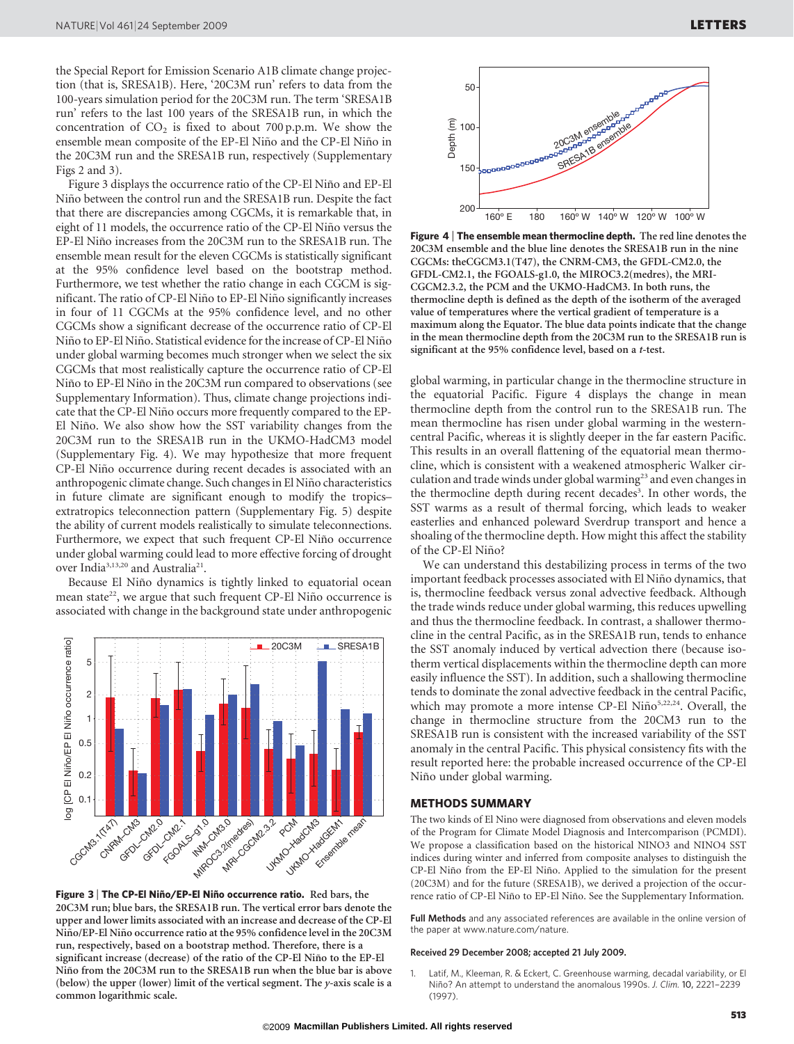the Special Report for Emission Scenario A1B climate change projection (that is, SRESA1B). Here, '20C3M run' refers to data from the 100-years simulation period for the 20C3M run. The term 'SRESA1B run' refers to the last 100 years of the SRESA1B run, in which the concentration of $CO_2$ is fixed to about 700 p.p.m. We show the ensemble mean composite of the EP-El Niño and the CP-El Niño in the 20C3M run and the SRESA1B run, respectively (Supplementary Figs 2 and 3).

Figure 3 displays the occurrence ratio of the CP-El Niño and EP-El Niño between the control run and the SRESA1B run. Despite the fact that there are discrepancies among CGCMs, it is remarkable that, in eight of 11 models, the occurrence ratio of the CP-El Niño versus the EP-El Niño increases from the 20C3M run to the SRESA1B run. The ensemble mean result for the eleven CGCMs is statistically significant at the 95% confidence level based on the bootstrap method. Furthermore, we test whether the ratio change in each CGCM is significant. The ratio of CP-El Niño to EP-El Niño significantly increases in four of 11 CGCMs at the 95% confidence level, and no other CGCMs show a significant decrease of the occurrence ratio of CP-El Niño to EP-El Niño. Statistical evidence for the increase of CP-El Niño under global warming becomes much stronger when we select the six CGCMs that most realistically capture the occurrence ratio of CP-El Niño to EP-El Niño in the 20C3M run compared to observations (see Supplementary Information). Thus, climate change projections indicate that the CP-El Niño occurs more frequently compared to the EP-El Niño. We also show how the SST variability changes from the 20C3M run to the SRESA1B run in the UKMO-HadCM3 model (Supplementary Fig. 4). We may hypothesize that more frequent CP-El Niño occurrence during recent decades is associated with an anthropogenic climate change. Such changes in El Niño characteristics in future climate are significant enough to modify the tropics–extratropics teleconnection pattern (Supplementary Fig. 5) despite the ability of current models realistically to simulate teleconnections. Furthermore, we expect that such frequent CP-El Niño occurrence under global warming could lead to more effective forcing of drought over India[3,13,20] and Australia[21].

Because El Niño dynamics is tightly linked to equatorial ocean mean state[22], we argue that such frequent CP-El Niño occurrence is associated with change in the background state under anthropogenic global warming, in particular change in the thermocline structure in the equatorial Pacific. Figure 4 displays the change in mean thermocline depth from the control run to the SRESA1B run. The mean thermocline has risen under global warming in the western-central Pacific, whereas it is slightly deeper in the far eastern Pacific. This results in an overall flattening of the equatorial mean thermocline, which is consistent with a weakened atmospheric Walker circulation and trade winds under global warming[23] and even changes in the thermocline depth during recent decades[3]. In other words, the SST warms as a result of thermal forcing, which leads to weaker easterlies and enhanced poleward Sverdrup transport and hence a shoaling of the thermocline depth. How might this affect the stability of the CP-El Niño?

**Figure 3 | The CP-El Niño/EP-El Niño occurrence ratio.** **Red bars, the 20C3M run; blue bars, the SRESA1B run. The vertical error bars denote the upper and lower limits associated with an increase and decrease of the CP-El Niño/EP-El Niño occurrence ratio at the 95% confidence level in the 20C3M run, respectively, based on a bootstrap method. Therefore, there is a significant increase (decrease) of the ratio of the CP-El Niño to the EP-El Niño from the 20C3M run to the SRESA1B run when the blue bar is above (below) the upper (lower) limit of the vertical segment. The *y*-axis scale is a common logarithmic scale.**

**Figure 4 | The ensemble mean thermocline depth.** **The red line denotes the 20C3M ensemble and the blue line denotes the SRESA1B run in the nine CGCMs: theCGCM3.1(T47), the CNRM-CM3, the GFDL-CM2.0, the GFDL-CM2.1, the FGOALS-g1.0, the MIROC3.2(medres), the MRI-CGCM2.3.2, the PCM and the UKMO-HadCM3. In both runs, the thermocline depth is defined as the depth of the isotherm of the averaged value of temperatures where the vertical gradient of temperature is a maximum along the Equator. The blue data points indicate that the change in the mean thermocline depth from the 20C3M run to the SRESA1B run is significant at the 95% confidence level, based on a *t*-test.**

We can understand this destabilizing process in terms of the two important feedback processes associated with El Niño dynamics, that is, thermocline feedback versus zonal advective feedback. Although the trade winds reduce under global warming, this reduces upwelling and thus the thermocline feedback. In contrast, a shallower thermocline in the central Pacific, as in the SRESA1B run, tends to enhance the SST anomaly induced by vertical advection there (because isotherm vertical displacements within the thermocline depth can more easily influence the SST). In addition, such a shallowing thermocline tends to dominate the zonal advective feedback in the central Pacific, which may promote a more intense CP-El Niño[5,22,24]. Overall, the change in thermocline structure from the 20CM3 run to the SRESA1B run is consistent with the increased variability of the SST anomaly in the central Pacific. This physical consistency fits with the result reported here: the probable increased occurrence of the CP-El Niño under global warming.

## METHODS SUMMARY

The two kinds of El Nino were diagnosed from observations and eleven models of the Program for Climate Model Diagnosis and Intercomparison (PCMDI). We propose a classification based on the historical NINO3 and NINO4 SST indices during winter and inferred from composite analyses to distinguish the CP-El Niño from the EP-El Niño. Applied to the simulation for the present (20C3M) and for the future (SRESA1B), we derived a projection of the occurrence ratio of CP-El Niño to EP-El Niño. See the Supplementary Information.

**Full Methods** and any associated references are available in the online version of the paper at www.nature.com/nature.

**Received 29 December 2008; accepted 21 July 2009.**

1. Latif, M., Kleeman, R. & Eckert, C. Greenhouse warming, decadal variability, or El Niño? An attempt to understand the anomalous 1990s. *J. Clim.* 10, 2221–2239 (1997).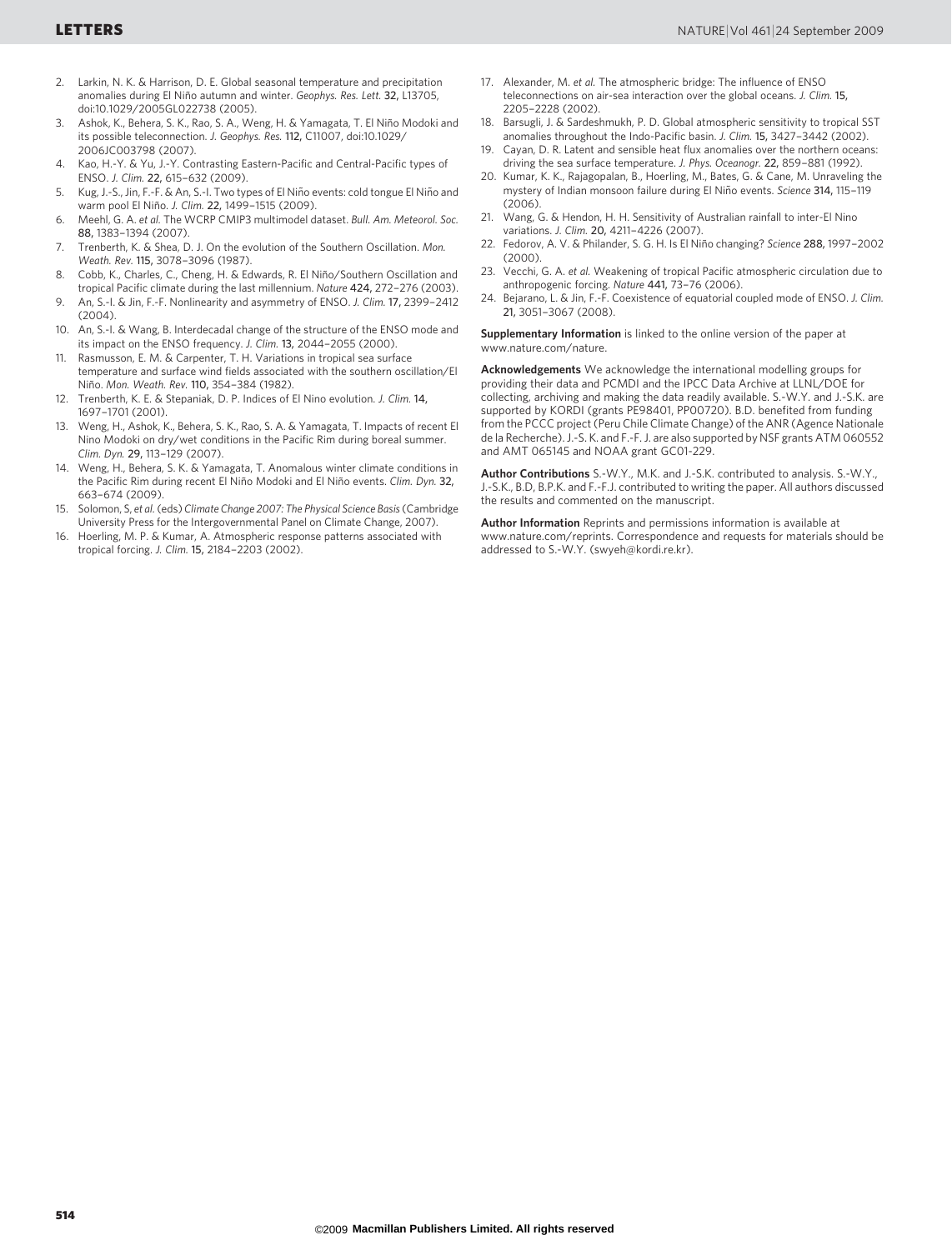2. Larkin, N. K. & Harrison, D. E. Global seasonal temperature and precipitation anomalies during El Niño autumn and winter. *Geophys. Res. Lett.* **32,** L13705, doi:10.1029/2005GL022738 (2005).
3. Ashok, K., Behera, S. K., Rao, S. A., Weng, H. & Yamagata, T. El Niño Modoki and its possible teleconnection. *J. Geophys. Res.* **112,** C11007, doi:10.1029/2006JC003798 (2007).
4. Kao, H.-Y. & Yu, J.-Y. Contrasting Eastern-Pacific and Central-Pacific types of ENSO. *J. Clim.* **22,** 615–632 (2009).
5. Kug, J.-S., Jin, F.-F. & An, S.-I. Two types of El Niño events: cold tongue El Niño and warm pool El Niño. *J. Clim.* **22,** 1499–1515 (2009).
6. Meehl, G. A. *et al.* The WCRP CMIP3 multimodel dataset. *Bull. Am. Meteorol. Soc.* **88,** 1383–1394 (2007).
7. Trenberth, K. & Shea, D. J. On the evolution of the Southern Oscillation. *Mon. Weath. Rev.* **115,** 3078–3096 (1987).
8. Cobb, K., Charles, C., Cheng, H. & Edwards, R. El Niño/Southern Oscillation and tropical Pacific climate during the last millennium. *Nature* **424,** 272–276 (2003).
9. An, S.-I. & Jin, F.-F. Nonlinearity and asymmetry of ENSO. *J. Clim.* **17,** 2399–2412 (2004).
10. An, S.-I. & Wang, B. Interdecadal change of the structure of the ENSO mode and its impact on the ENSO frequency. *J. Clim.* **13,** 2044–2055 (2000).
11. Rasmusson, E. M. & Carpenter, T. H. Variations in tropical sea surface temperature and surface wind fields associated with the southern oscillation/El Niño. *Mon. Weath. Rev.* **110,** 354–384 (1982).
12. Trenberth, K. E. & Stepaniak, D. P. Indices of El Nino evolution. *J. Clim.* **14,** 1697–1701 (2001).
13. Weng, H., Ashok, K., Behera, S. K., Rao, S. A. & Yamagata, T. Impacts of recent El Nino Modoki on dry/wet conditions in the Pacific Rim during boreal summer. *Clim. Dyn.* **29,** 113–129 (2007).
14. Weng, H., Behera, S. K. & Yamagata, T. Anomalous winter climate conditions in the Pacific Rim during recent El Niño Modoki and El Niño events. *Clim. Dyn.* **32,** 663–674 (2009).
15. Solomon, S, *et al.* (eds) *Climate Change 2007: The Physical Science Basis* (Cambridge University Press for the Intergovernmental Panel on Climate Change, 2007).
16. Hoerling, M. P. & Kumar, A. Atmospheric response patterns associated with tropical forcing. *J. Clim.* **15,** 2184–2203 (2002).
17. Alexander, M. *et al.* The atmospheric bridge: The influence of ENSO teleconnections on air-sea interaction over the global oceans. *J. Clim.* **15,** 2205–2228 (2002).
18. Barsugli, J. & Sardeshmukh, P. D. Global atmospheric sensitivity to tropical SST anomalies throughout the Indo-Pacific basin. *J. Clim.* **15,** 3427–3442 (2002).
19. Cayan, D. R. Latent and sensible heat flux anomalies over the northern oceans: driving the sea surface temperature. *J. Phys. Oceanogr.* **22,** 859–881 (1992).
20. Kumar, K. K., Rajagopalan, B., Hoerling, M., Bates, G. & Cane, M. Unraveling the mystery of Indian monsoon failure during El Niño events. *Science* **314,** 115–119 (2006).
21. Wang, G. & Hendon, H. H. Sensitivity of Australian rainfall to inter-El Nino variations. *J. Clim.* **20,** 4211–4226 (2007).
22. Fedorov, A. V. & Philander, S. G. H. Is El Niño changing? *Science* **288,** 1997–2002 (2000).
23. Vecchi, G. A. *et al.* Weakening of tropical Pacific atmospheric circulation due to anthropogenic forcing. *Nature* **441,** 73–76 (2006).
24. Bejarano, L. & Jin, F.-F. Coexistence of equatorial coupled mode of ENSO. *J. Clim.* **21,** 3051–3067 (2008).

**Supplementary Information** is linked to the online version of the paper at www.nature.com/nature.

**Acknowledgements** We acknowledge the international modelling groups for providing their data and PCMDI and the IPCC Data Archive at LLNL/DOE for collecting, archiving and making the data readily available. S.-W.Y. and J.-S.K. are supported by KORDI (grants PE98401, PP00720). B.D. benefited from funding from the PCCC project (Peru Chile Climate Change) of the ANR (Agence Nationale de la Recherche). J.-S. K. and F.-F. J. are also supported by NSF grants ATM 060552 and AMT 065145 and NOAA grant GC01-229.

**Author Contributions** S.-W.Y., M.K. and J.-S.K. contributed to analysis. S.-W.Y., J.-S.K., B.D, B.P.K. and F.-F.J. contributed to writing the paper. All authors discussed the results and commented on the manuscript.

**Author Information** Reprints and permissions information is available at www.nature.com/reprints. Correspondence and requests for materials should be addressed to S.-W.Y. (swyeh@kordi.re.kr).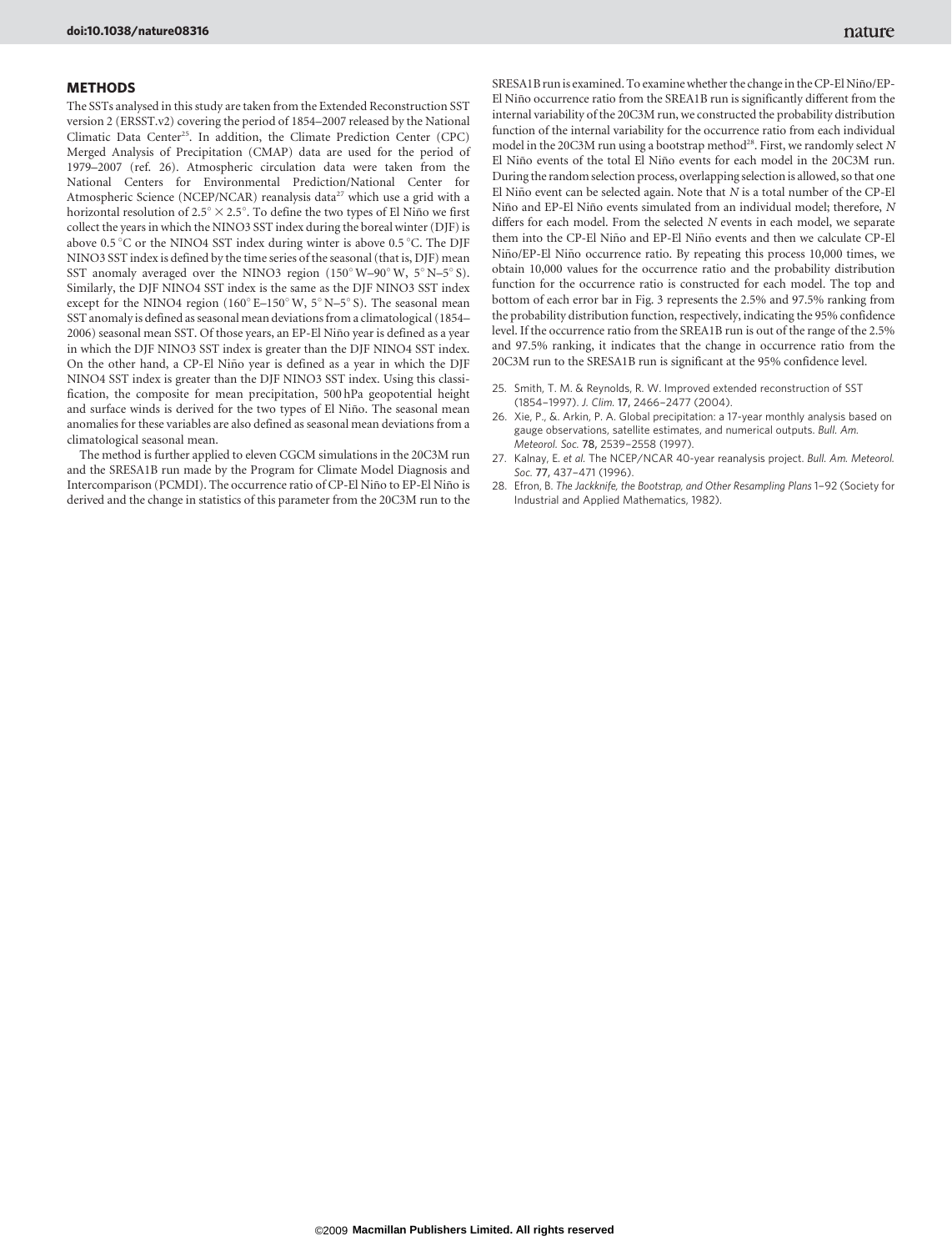## METHODS

The SSTs analysed in this study are taken from the Extended Reconstruction SST version 2 (ERSST.v2) covering the period of 1854–2007 released by the National Climatic Data Center[25]. In addition, the Climate Prediction Center (CPC) Merged Analysis of Precipitation (CMAP) data are used for the period of 1979–2007 (ref. 26). Atmospheric circulation data were taken from the National Centers for Environmental Prediction/National Center for Atmospheric Science (NCEP/NCAR) reanalysis data[27] which use a grid with a horizontal resolution of $2.5^\circ \times 2.5^\circ$. To define the two types of El Niño we first collect the years in which the NINO3 SST index during the boreal winter (DJF) is above 0.5 °C or the NINO4 SST index during winter is above 0.5 °C. The DJF NINO3 SST index is defined by the time series of the seasonal (that is, DJF) mean SST anomaly averaged over the NINO3 region (150° W–90° W, 5° N–5° S). Similarly, the DJF NINO4 SST index is the same as the DJF NINO3 SST index except for the NINO4 region (160° E–150° W, 5° N–5° S). The seasonal mean SST anomaly is defined as seasonal mean deviations from a climatological (1854–2006) seasonal mean SST. Of those years, an EP-El Niño year is defined as a year in which the DJF NINO3 SST index is greater than the DJF NINO4 SST index. On the other hand, a CP-El Niño year is defined as a year in which the DJF NINO4 SST index is greater than the DJF NINO3 SST index. Using this classification, the composite for mean precipitation, 500 hPa geopotential height and surface winds is derived for the two types of El Niño. The seasonal mean anomalies for these variables are also defined as seasonal mean deviations from a climatological seasonal mean.

The method is further applied to eleven CGCM simulations in the 20C3M run and the SRESA1B run made by the Program for Climate Model Diagnosis and Intercomparison (PCMDI). The occurrence ratio of CP-El Niño to EP-El Niño is derived and the change in statistics of this parameter from the 20C3M run to the SRESA1B run is examined. To examine whether the change in the CP-El Niño/EP-El Niño occurrence ratio from the SREA1B run is significantly different from the internal variability of the 20C3M run, we constructed the probability distribution function of the internal variability for the occurrence ratio from each individual model in the 20C3M run using a bootstrap method[28]. First, we randomly select $N$ El Niño events of the total El Niño events for each model in the 20C3M run. During the random selection process, overlapping selection is allowed, so that one El Niño event can be selected again. Note that $N$ is a total number of the CP-El Niño and EP-El Niño events simulated from an individual model; therefore, $N$ differs for each model. From the selected $N$ events in each model, we separate them into the CP-El Niño and EP-El Niño events and then we calculate CP-El Niño/EP-El Niño occurrence ratio. By repeating this process 10,000 times, we obtain 10,000 values for the occurrence ratio and the probability distribution function for the occurrence ratio is constructed for each model. The top and bottom of each error bar in Fig. 3 represents the 2.5% and 97.5% ranking from the probability distribution function, respectively, indicating the 95% confidence level. If the occurrence ratio from the SREA1B run is out of the range of the 2.5% and 97.5% ranking, it indicates that the change in occurrence ratio from the 20C3M run to the SRESA1B run is significant at the 95% confidence level.

25. Smith, T. M. & Reynolds, R. W. Improved extended reconstruction of SST (1854–1997). *J. Clim.* **17,** 2466–2477 (2004).
26. Xie, P., &. Arkin, P. A. Global precipitation: a 17-year monthly analysis based on gauge observations, satellite estimates, and numerical outputs. *Bull. Am. Meteorol. Soc.* **78,** 2539–2558 (1997).
27. Kalnay, E. *et al.* The NCEP/NCAR 40-year reanalysis project. *Bull. Am. Meteorol. Soc.* **77,** 437–471 (1996).
28. Efron, B. *The Jackknife, the Bootstrap, and Other Resampling Plans* 1–92 (Society for Industrial and Applied Mathematics, 1982).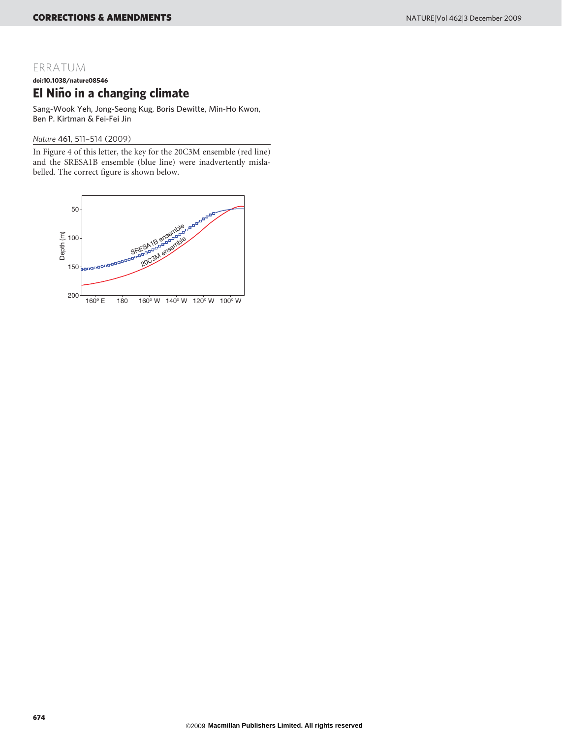# ERRATUM

**doi:10.1038/nature08546**

## El Niño in a changing climate

Sang-Wook Yeh, Jong-Seong Kug, Boris Dewitte, Min-Ho Kwon, Ben P. Kirtman & Fei-Fei Jin

*Nature* 461, 511–514 (2009)

In Figure 4 of this letter, the key for the 20C3M ensemble (red line) and the SRESA1B ensemble (blue line) were inadvertently mislabelled. The correct figure is shown below.

50
100
150
200
Depth (m)
SRESA1B ensemble
20C3M ensemble
160° E
180
160° W
140° W
120° W
100° W